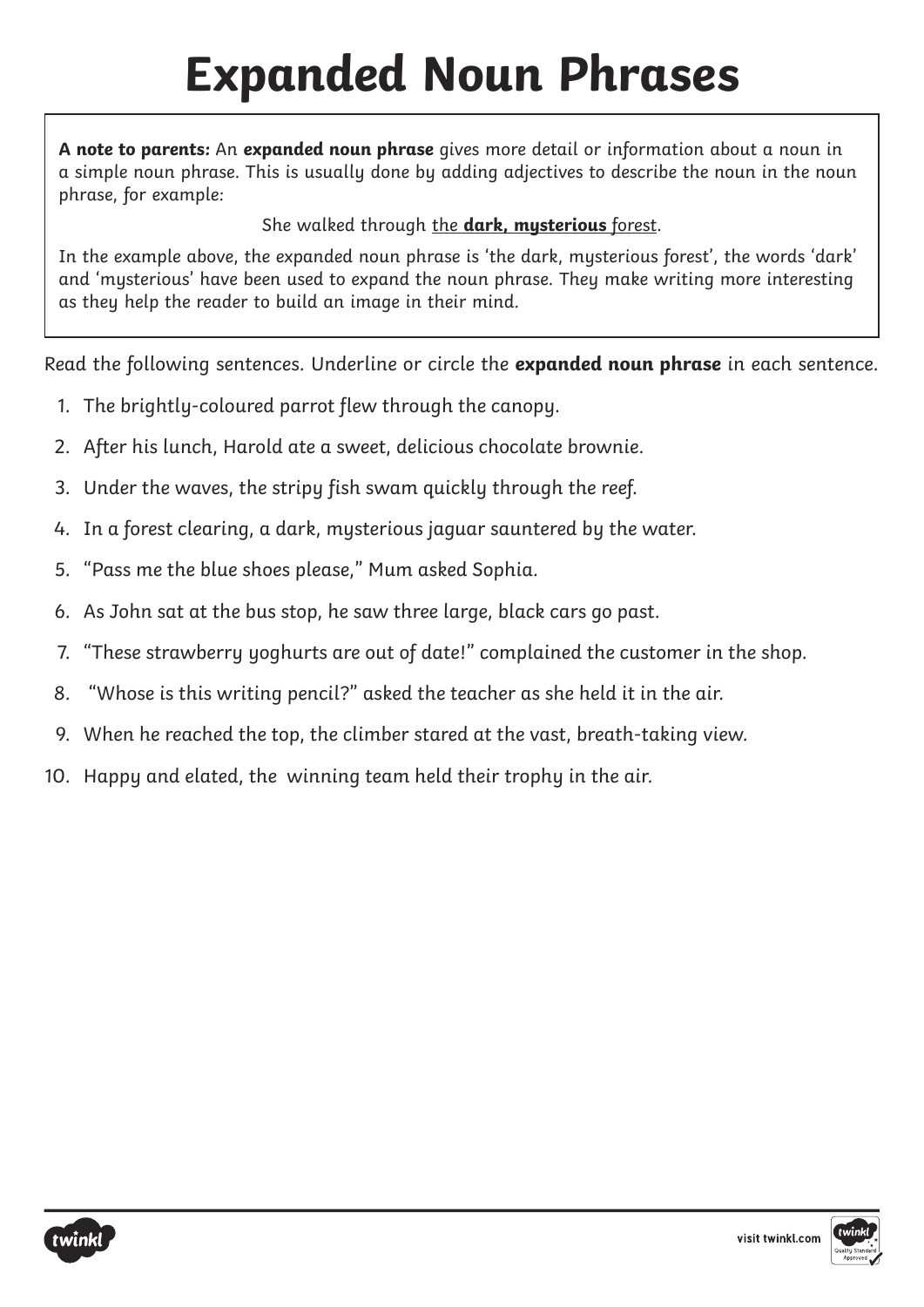# Expanded Noun Phrases

**A note to parents:** An **expanded noun phrase** gives more detail or information about a noun in a simple noun phrase. This is usually done by adding adjectives to describe the noun in the noun phrase, for example:

She walked through <u>the **dark, mysterious** forest</u>.

In the example above, the expanded noun phrase is 'the dark, mysterious forest', the words 'dark' and 'mysterious' have been used to expand the noun phrase. They make writing more interesting as they help the reader to build an image in their mind.

Read the following sentences. Underline or circle the **expanded noun phrase** in each sentence.

1. The brightly-coloured parrot flew through the canopy.
2. After his lunch, Harold ate a sweet, delicious chocolate brownie.
3. Under the waves, the stripy fish swam quickly through the reef.
4. In a forest clearing, a dark, mysterious jaguar sauntered by the water.
5. "Pass me the blue shoes please," Mum asked Sophia.
6. As John sat at the bus stop, he saw three large, black cars go past.
7. "These strawberry yoghurts are out of date!" complained the customer in the shop.
8. "Whose is this writing pencil?" asked the teacher as she held it in the air.
9. When he reached the top, the climber stared at the vast, breath-taking view.
10. Happy and elated, the winning team held their trophy in the air.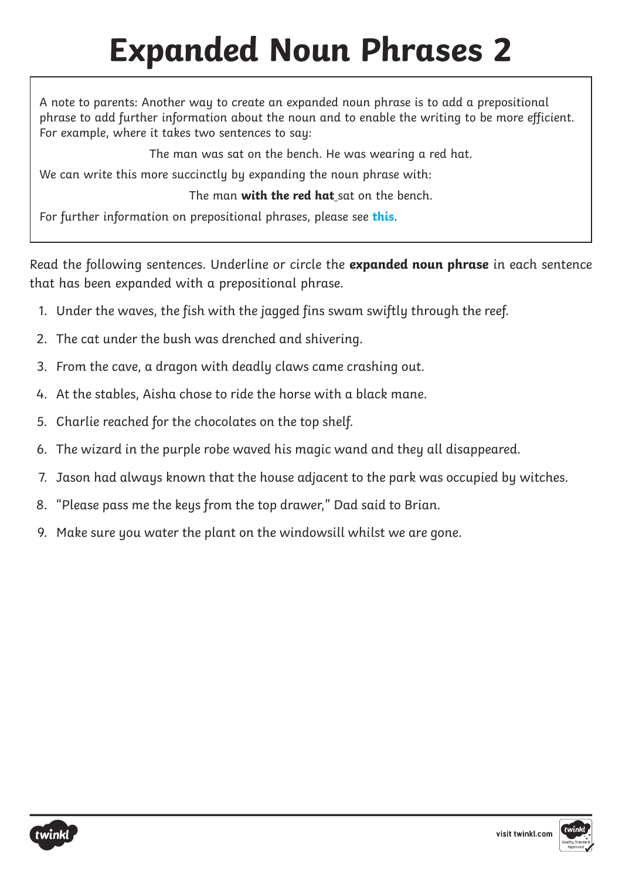# Expanded Noun Phrases 2

A note to parents: Another way to create an expanded noun phrase is to add a prepositional phrase to add further information about the noun and to enable the writing to be more efficient. For example, where it takes two sentences to say:

The man was sat on the bench. He was wearing a red hat.

We can write this more succinctly by expanding the noun phrase with:

The man **with the red hat** sat on the bench.

For further information on prepositional phrases, please see **this**.

Read the following sentences. Underline or circle the **expanded noun phrase** in each sentence that has been expanded with a prepositional phrase.

1. Under the waves, the fish with the jagged fins swam swiftly through the reef.
2. The cat under the bush was drenched and shivering.
3. From the cave, a dragon with deadly claws came crashing out.
4. At the stables, Aisha chose to ride the horse with a black mane.
5. Charlie reached for the chocolates on the top shelf.
6. The wizard in the purple robe waved his magic wand and they all disappeared.
7. Jason had always known that the house adjacent to the park was occupied by witches.
8. "Please pass me the keys from the top drawer," Dad said to Brian.
9. Make sure you water the plant on the windowsill whilst we are gone.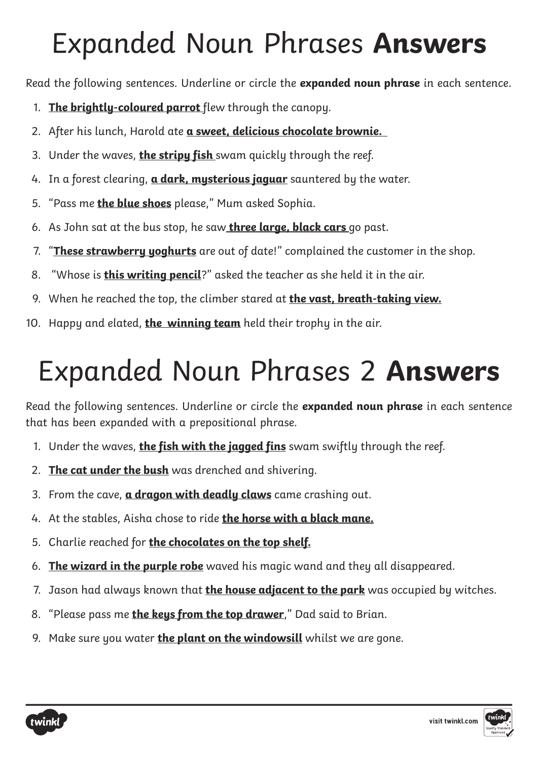# Expanded Noun Phrases **Answers**

Read the following sentences. Underline or circle the **expanded noun phrase** in each sentence.

1. **The brightly-coloured parrot** flew through the canopy.
2. After his lunch, Harold ate **a sweet, delicious chocolate brownie.**
3. Under the waves, **the stripy fish** swam quickly through the reef.
4. In a forest clearing, **a dark, mysterious jaguar** sauntered by the water.
5. "Pass me **the blue shoes** please," Mum asked Sophia.
6. As John sat at the bus stop, he saw **three large, black cars** go past.
7. "**These strawberry yoghurts** are out of date!" complained the customer in the shop.
8. "Whose is **this writing pencil**?" asked the teacher as she held it in the air.
9. When he reached the top, the climber stared at **the vast, breath-taking view.**
10. Happy and elated, **the winning team** held their trophy in the air.

# Expanded Noun Phrases 2 **Answers**

Read the following sentences. Underline or circle the **expanded noun phrase** in each sentence that has been expanded with a prepositional phrase.

1. Under the waves, **the fish with the jagged fins** swam swiftly through the reef.
2. **The cat under the bush** was drenched and shivering.
3. From the cave, **a dragon with deadly claws** came crashing out.
4. At the stables, Aisha chose to ride **the horse with a black mane.**
5. Charlie reached for **the chocolates on the top shelf.**
6. **The wizard in the purple robe** waved his magic wand and they all disappeared.
7. Jason had always known that **the house adjacent to the park** was occupied by witches.
8. "Please pass me **the keys from the top drawer**," Dad said to Brian.
9. Make sure you water **the plant on the windowsill** whilst we are gone.